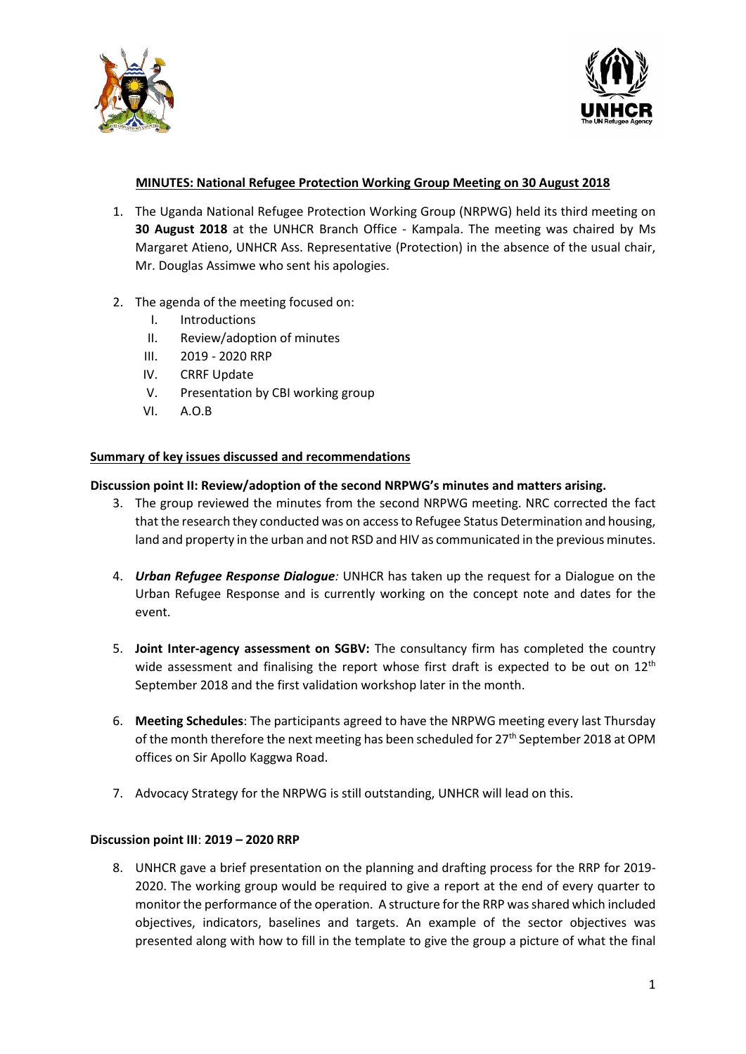**MINUTES: National Refugee Protection Working Group Meeting on 30 August 2018**

1. The Uganda National Refugee Protection Working Group (NRPWG) held its third meeting on **30 August 2018** at the UNHCR Branch Office - Kampala. The meeting was chaired by Ms Margaret Atieno, UNHCR Ass. Representative (Protection) in the absence of the usual chair, Mr. Douglas Assimwe who sent his apologies.

2. The agenda of the meeting focused on:
   I. Introductions
   II. Review/adoption of minutes
   III. 2019 - 2020 RRP
   IV. CRRF Update
   V. Presentation by CBI working group
   VI. A.O.B

**Summary of key issues discussed and recommendations**

**Discussion point II: Review/adoption of the second NRPWG's minutes and matters arising.**

3. The group reviewed the minutes from the second NRPWG meeting. NRC corrected the fact that the research they conducted was on access to Refugee Status Determination and housing, land and property in the urban and not RSD and HIV as communicated in the previous minutes.

4. ***Urban Refugee Response Dialogue:*** UNHCR has taken up the request for a Dialogue on the Urban Refugee Response and is currently working on the concept note and dates for the event.

5. **Joint Inter-agency assessment on SGBV:** The consultancy firm has completed the country wide assessment and finalising the report whose first draft is expected to be out on 12th September 2018 and the first validation workshop later in the month.

6. **Meeting Schedules**: The participants agreed to have the NRPWG meeting every last Thursday of the month therefore the next meeting has been scheduled for 27th September 2018 at OPM offices on Sir Apollo Kaggwa Road.

7. Advocacy Strategy for the NRPWG is still outstanding, UNHCR will lead on this.

**Discussion point III**: **2019 – 2020 RRP**

8. UNHCR gave a brief presentation on the planning and drafting process for the RRP for 2019-2020. The working group would be required to give a report at the end of every quarter to monitor the performance of the operation. A structure for the RRP was shared which included objectives, indicators, baselines and targets. An example of the sector objectives was presented along with how to fill in the template to give the group a picture of what the final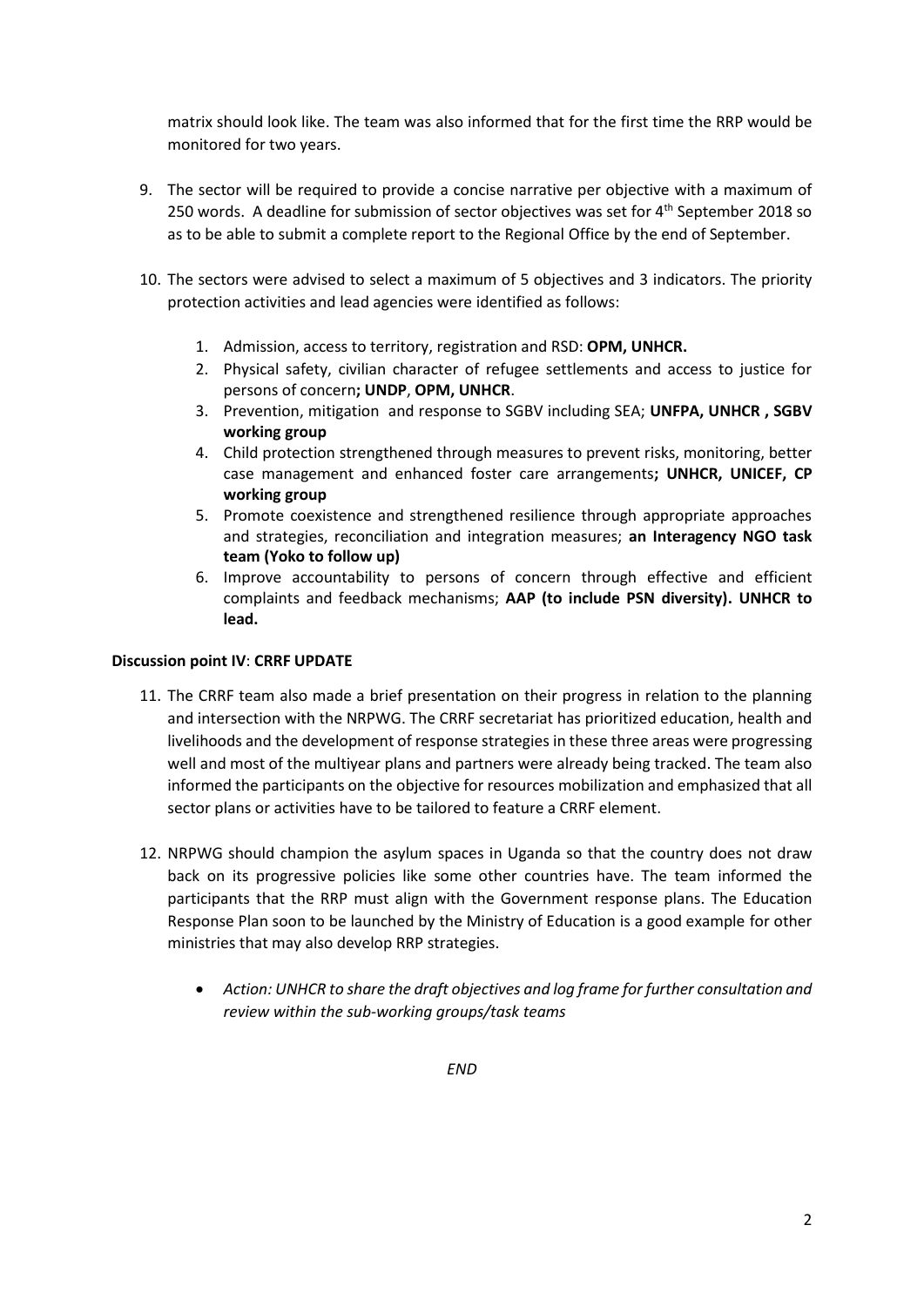matrix should look like. The team was also informed that for the first time the RRP would be monitored for two years.

9. The sector will be required to provide a concise narrative per objective with a maximum of 250 words. A deadline for submission of sector objectives was set for 4th September 2018 so as to be able to submit a complete report to the Regional Office by the end of September.

10. The sectors were advised to select a maximum of 5 objectives and 3 indicators. The priority protection activities and lead agencies were identified as follows:

    1. Admission, access to territory, registration and RSD: **OPM, UNHCR.**
    2. Physical safety, civilian character of refugee settlements and access to justice for persons of concern**; UNDP**, **OPM, UNHCR**.
    3. Prevention, mitigation and response to SGBV including SEA; **UNFPA, UNHCR , SGBV working group**
    4. Child protection strengthened through measures to prevent risks, monitoring, better case management and enhanced foster care arrangements**; UNHCR, UNICEF, CP working group**
    5. Promote coexistence and strengthened resilience through appropriate approaches and strategies, reconciliation and integration measures; **an Interagency NGO task team (Yoko to follow up)**
    6. Improve accountability to persons of concern through effective and efficient complaints and feedback mechanisms; **AAP (to include PSN diversity). UNHCR to lead.**

**Discussion point IV**: **CRRF UPDATE**

11. The CRRF team also made a brief presentation on their progress in relation to the planning and intersection with the NRPWG. The CRRF secretariat has prioritized education, health and livelihoods and the development of response strategies in these three areas were progressing well and most of the multiyear plans and partners were already being tracked. The team also informed the participants on the objective for resources mobilization and emphasized that all sector plans or activities have to be tailored to feature a CRRF element.

12. NRPWG should champion the asylum spaces in Uganda so that the country does not draw back on its progressive policies like some other countries have. The team informed the participants that the RRP must align with the Government response plans. The Education Response Plan soon to be launched by the Ministry of Education is a good example for other ministries that may also develop RRP strategies.

    - *Action: UNHCR to share the draft objectives and log frame for further consultation and review within the sub-working groups/task teams*

*END*